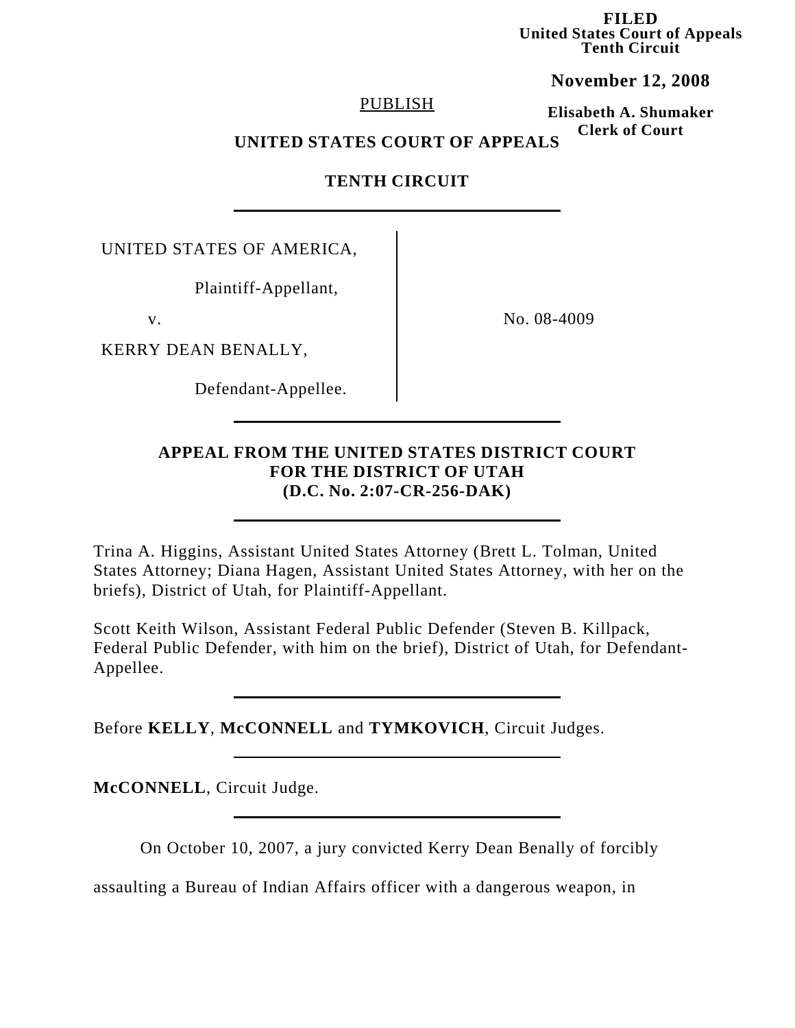**FILED**
**United States Court of Appeals**
**Tenth Circuit**

**November 12, 2008**

**Elisabeth A. Shumaker**
**Clerk of Court**

PUBLISH

**UNITED STATES COURT OF APPEALS**

**TENTH CIRCUIT**

---

UNITED STATES OF AMERICA,

Plaintiff-Appellant,

v.

KERRY DEAN BENALLY,

Defendant-Appellee.

No. 08-4009

---

**APPEAL FROM THE UNITED STATES DISTRICT COURT FOR THE DISTRICT OF UTAH (D.C. No. 2:07-CR-256-DAK)**

---

Trina A. Higgins, Assistant United States Attorney (Brett L. Tolman, United States Attorney; Diana Hagen, Assistant United States Attorney, with her on the briefs), District of Utah, for Plaintiff-Appellant.

Scott Keith Wilson, Assistant Federal Public Defender (Steven B. Killpack, Federal Public Defender, with him on the brief), District of Utah, for Defendant-Appellee.

---

Before **KELLY**, **McCONNELL** and **TYMKOVICH**, Circuit Judges.

---

**McCONNELL**, Circuit Judge.

---

On October 10, 2007, a jury convicted Kerry Dean Benally of forcibly assaulting a Bureau of Indian Affairs officer with a dangerous weapon, in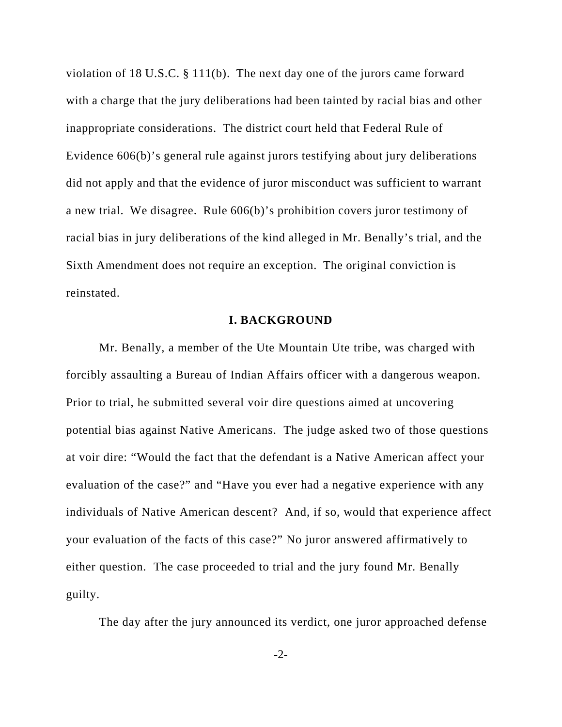violation of 18 U.S.C. § 111(b). The next day one of the jurors came forward with a charge that the jury deliberations had been tainted by racial bias and other inappropriate considerations. The district court held that Federal Rule of Evidence 606(b)'s general rule against jurors testifying about jury deliberations did not apply and that the evidence of juror misconduct was sufficient to warrant a new trial. We disagree. Rule 606(b)'s prohibition covers juror testimony of racial bias in jury deliberations of the kind alleged in Mr. Benally's trial, and the Sixth Amendment does not require an exception. The original conviction is reinstated.

## I. BACKGROUND

Mr. Benally, a member of the Ute Mountain Ute tribe, was charged with forcibly assaulting a Bureau of Indian Affairs officer with a dangerous weapon. Prior to trial, he submitted several voir dire questions aimed at uncovering potential bias against Native Americans. The judge asked two of those questions at voir dire: "Would the fact that the defendant is a Native American affect your evaluation of the case?" and "Have you ever had a negative experience with any individuals of Native American descent? And, if so, would that experience affect your evaluation of the facts of this case?" No juror answered affirmatively to either question. The case proceeded to trial and the jury found Mr. Benally guilty.

The day after the jury announced its verdict, one juror approached defense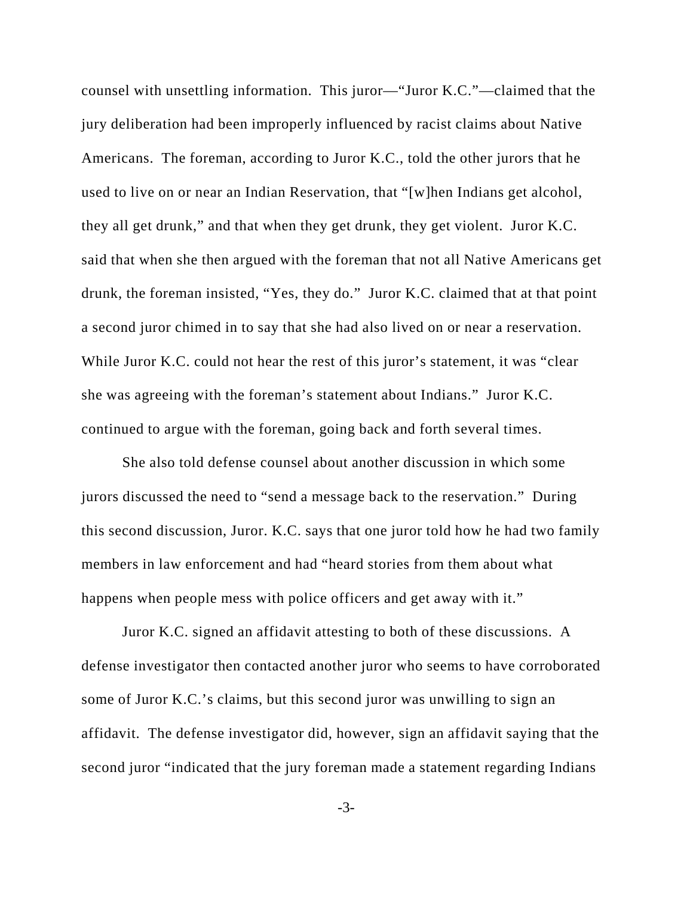counsel with unsettling information. This juror—"Juror K.C."—claimed that the jury deliberation had been improperly influenced by racist claims about Native Americans. The foreman, according to Juror K.C., told the other jurors that he used to live on or near an Indian Reservation, that "[w]hen Indians get alcohol, they all get drunk," and that when they get drunk, they get violent. Juror K.C. said that when she then argued with the foreman that not all Native Americans get drunk, the foreman insisted, "Yes, they do." Juror K.C. claimed that at that point a second juror chimed in to say that she had also lived on or near a reservation. While Juror K.C. could not hear the rest of this juror's statement, it was "clear she was agreeing with the foreman's statement about Indians." Juror K.C. continued to argue with the foreman, going back and forth several times.

She also told defense counsel about another discussion in which some jurors discussed the need to "send a message back to the reservation." During this second discussion, Juror. K.C. says that one juror told how he had two family members in law enforcement and had "heard stories from them about what happens when people mess with police officers and get away with it."

Juror K.C. signed an affidavit attesting to both of these discussions. A defense investigator then contacted another juror who seems to have corroborated some of Juror K.C.'s claims, but this second juror was unwilling to sign an affidavit. The defense investigator did, however, sign an affidavit saying that the second juror "indicated that the jury foreman made a statement regarding Indians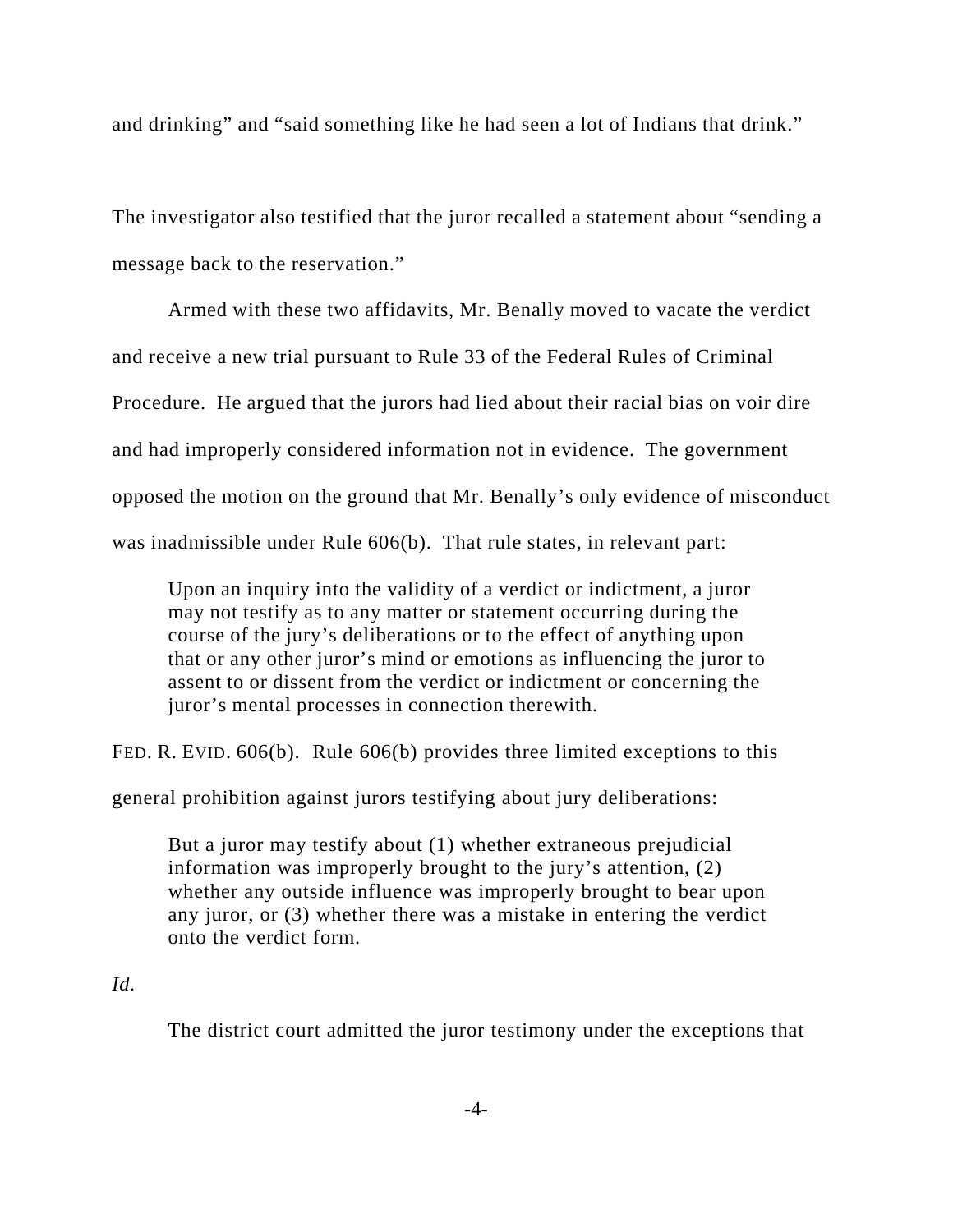and drinking" and "said something like he had seen a lot of Indians that drink."

The investigator also testified that the juror recalled a statement about "sending a message back to the reservation."

Armed with these two affidavits, Mr. Benally moved to vacate the verdict and receive a new trial pursuant to Rule 33 of the Federal Rules of Criminal Procedure. He argued that the jurors had lied about their racial bias on voir dire and had improperly considered information not in evidence. The government opposed the motion on the ground that Mr. Benally's only evidence of misconduct was inadmissible under Rule 606(b). That rule states, in relevant part:

> Upon an inquiry into the validity of a verdict or indictment, a juror may not testify as to any matter or statement occurring during the course of the jury's deliberations or to the effect of anything upon that or any other juror's mind or emotions as influencing the juror to assent to or dissent from the verdict or indictment or concerning the juror's mental processes in connection therewith.

FED. R. EVID. 606(b). Rule 606(b) provides three limited exceptions to this general prohibition against jurors testifying about jury deliberations:

> But a juror may testify about (1) whether extraneous prejudicial information was improperly brought to the jury's attention, (2) whether any outside influence was improperly brought to bear upon any juror, or (3) whether there was a mistake in entering the verdict onto the verdict form.

*Id.*

The district court admitted the juror testimony under the exceptions that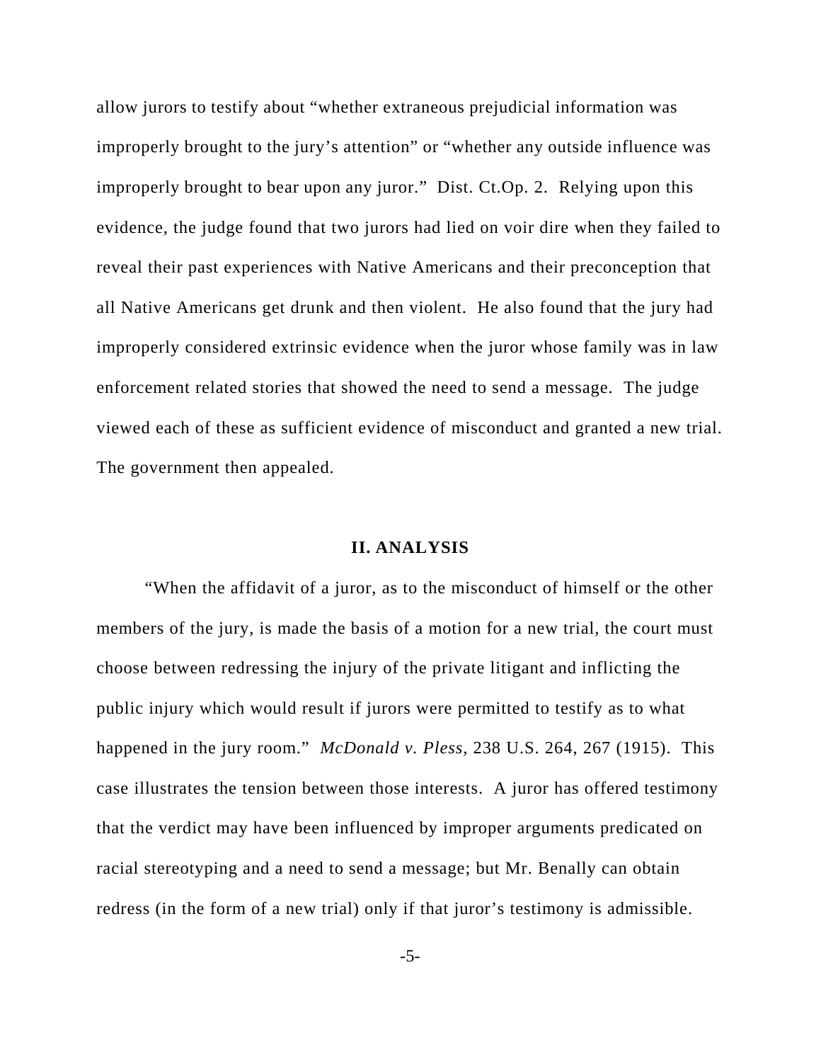allow jurors to testify about "whether extraneous prejudicial information was improperly brought to the jury's attention" or "whether any outside influence was improperly brought to bear upon any juror." Dist. Ct.Op. 2. Relying upon this evidence, the judge found that two jurors had lied on voir dire when they failed to reveal their past experiences with Native Americans and their preconception that all Native Americans get drunk and then violent. He also found that the jury had improperly considered extrinsic evidence when the juror whose family was in law enforcement related stories that showed the need to send a message. The judge viewed each of these as sufficient evidence of misconduct and granted a new trial. The government then appealed.

## II. ANALYSIS

"When the affidavit of a juror, as to the misconduct of himself or the other members of the jury, is made the basis of a motion for a new trial, the court must choose between redressing the injury of the private litigant and inflicting the public injury which would result if jurors were permitted to testify as to what happened in the jury room." *McDonald v. Pless*, 238 U.S. 264, 267 (1915). This case illustrates the tension between those interests. A juror has offered testimony that the verdict may have been influenced by improper arguments predicated on racial stereotyping and a need to send a message; but Mr. Benally can obtain redress (in the form of a new trial) only if that juror's testimony is admissible.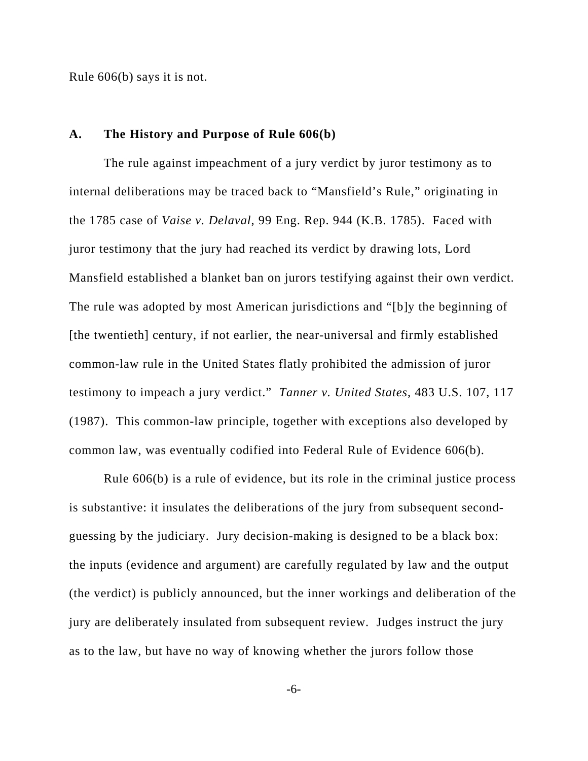Rule 606(b) says it is not.

### A. The History and Purpose of Rule 606(b)

The rule against impeachment of a jury verdict by juror testimony as to internal deliberations may be traced back to "Mansfield's Rule," originating in the 1785 case of *Vaise v. Delaval*, 99 Eng. Rep. 944 (K.B. 1785). Faced with juror testimony that the jury had reached its verdict by drawing lots, Lord Mansfield established a blanket ban on jurors testifying against their own verdict. The rule was adopted by most American jurisdictions and "[b]y the beginning of [the twentieth] century, if not earlier, the near-universal and firmly established common-law rule in the United States flatly prohibited the admission of juror testimony to impeach a jury verdict." *Tanner v. United States*, 483 U.S. 107, 117 (1987). This common-law principle, together with exceptions also developed by common law, was eventually codified into Federal Rule of Evidence 606(b).

Rule 606(b) is a rule of evidence, but its role in the criminal justice process is substantive: it insulates the deliberations of the jury from subsequent second-guessing by the judiciary. Jury decision-making is designed to be a black box: the inputs (evidence and argument) are carefully regulated by law and the output (the verdict) is publicly announced, but the inner workings and deliberation of the jury are deliberately insulated from subsequent review. Judges instruct the jury as to the law, but have no way of knowing whether the jurors follow those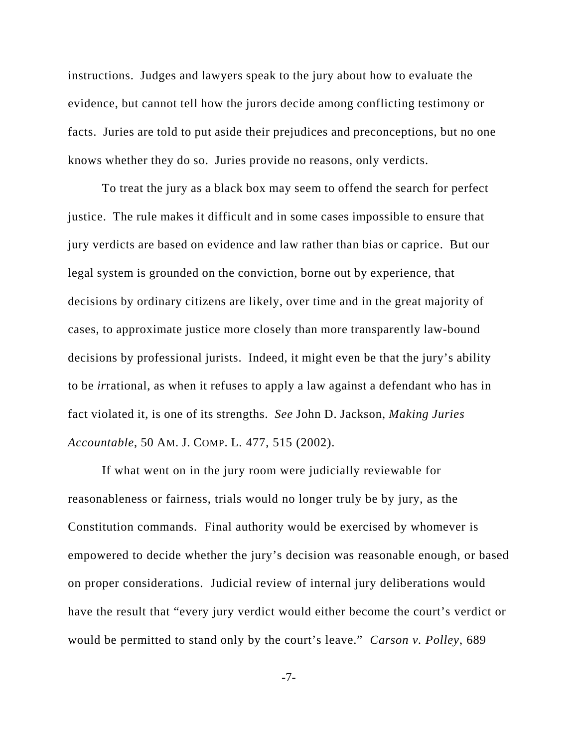instructions. Judges and lawyers speak to the jury about how to evaluate the evidence, but cannot tell how the jurors decide among conflicting testimony or facts. Juries are told to put aside their prejudices and preconceptions, but no one knows whether they do so. Juries provide no reasons, only verdicts.

To treat the jury as a black box may seem to offend the search for perfect justice. The rule makes it difficult and in some cases impossible to ensure that jury verdicts are based on evidence and law rather than bias or caprice. But our legal system is grounded on the conviction, borne out by experience, that decisions by ordinary citizens are likely, over time and in the great majority of cases, to approximate justice more closely than more transparently law-bound decisions by professional jurists. Indeed, it might even be that the jury's ability to be *ir*rational, as when it refuses to apply a law against a defendant who has in fact violated it, is one of its strengths. *See* John D. Jackson, *Making Juries Accountable*, 50 AM. J. COMP. L. 477, 515 (2002).

If what went on in the jury room were judicially reviewable for reasonableness or fairness, trials would no longer truly be by jury, as the Constitution commands. Final authority would be exercised by whomever is empowered to decide whether the jury's decision was reasonable enough, or based on proper considerations. Judicial review of internal jury deliberations would have the result that "every jury verdict would either become the court's verdict or would be permitted to stand only by the court's leave." *Carson v. Polley*, 689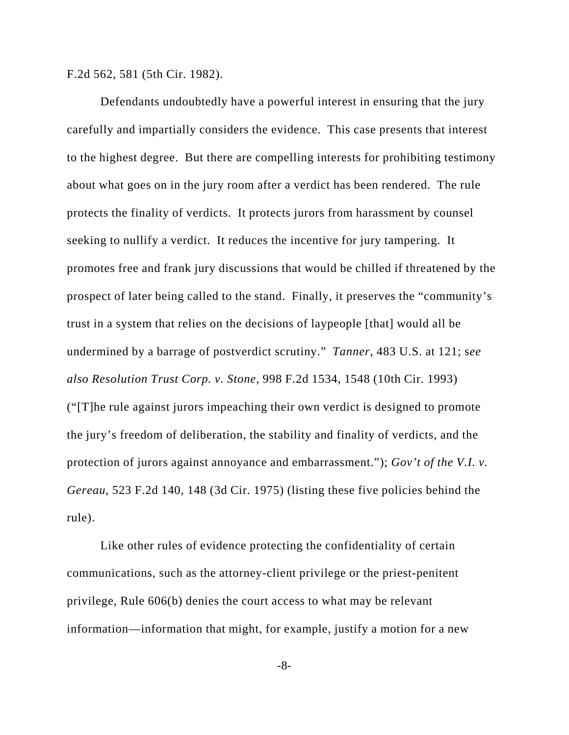F.2d 562, 581 (5th Cir. 1982).

Defendants undoubtedly have a powerful interest in ensuring that the jury carefully and impartially considers the evidence. This case presents that interest to the highest degree. But there are compelling interests for prohibiting testimony about what goes on in the jury room after a verdict has been rendered. The rule protects the finality of verdicts. It protects jurors from harassment by counsel seeking to nullify a verdict. It reduces the incentive for jury tampering. It promotes free and frank jury discussions that would be chilled if threatened by the prospect of later being called to the stand. Finally, it preserves the "community's trust in a system that relies on the decisions of laypeople [that] would all be undermined by a barrage of postverdict scrutiny." *Tanner*, 483 U.S. at 121; s*ee also Resolution Trust Corp. v. Stone*, 998 F.2d 1534, 1548 (10th Cir. 1993) ("[T]he rule against jurors impeaching their own verdict is designed to promote the jury's freedom of deliberation, the stability and finality of verdicts, and the protection of jurors against annoyance and embarrassment."); *Gov't of the V.I. v. Gereau*, 523 F.2d 140, 148 (3d Cir. 1975) (listing these five policies behind the rule).

Like other rules of evidence protecting the confidentiality of certain communications, such as the attorney-client privilege or the priest-penitent privilege, Rule 606(b) denies the court access to what may be relevant information—information that might, for example, justify a motion for a new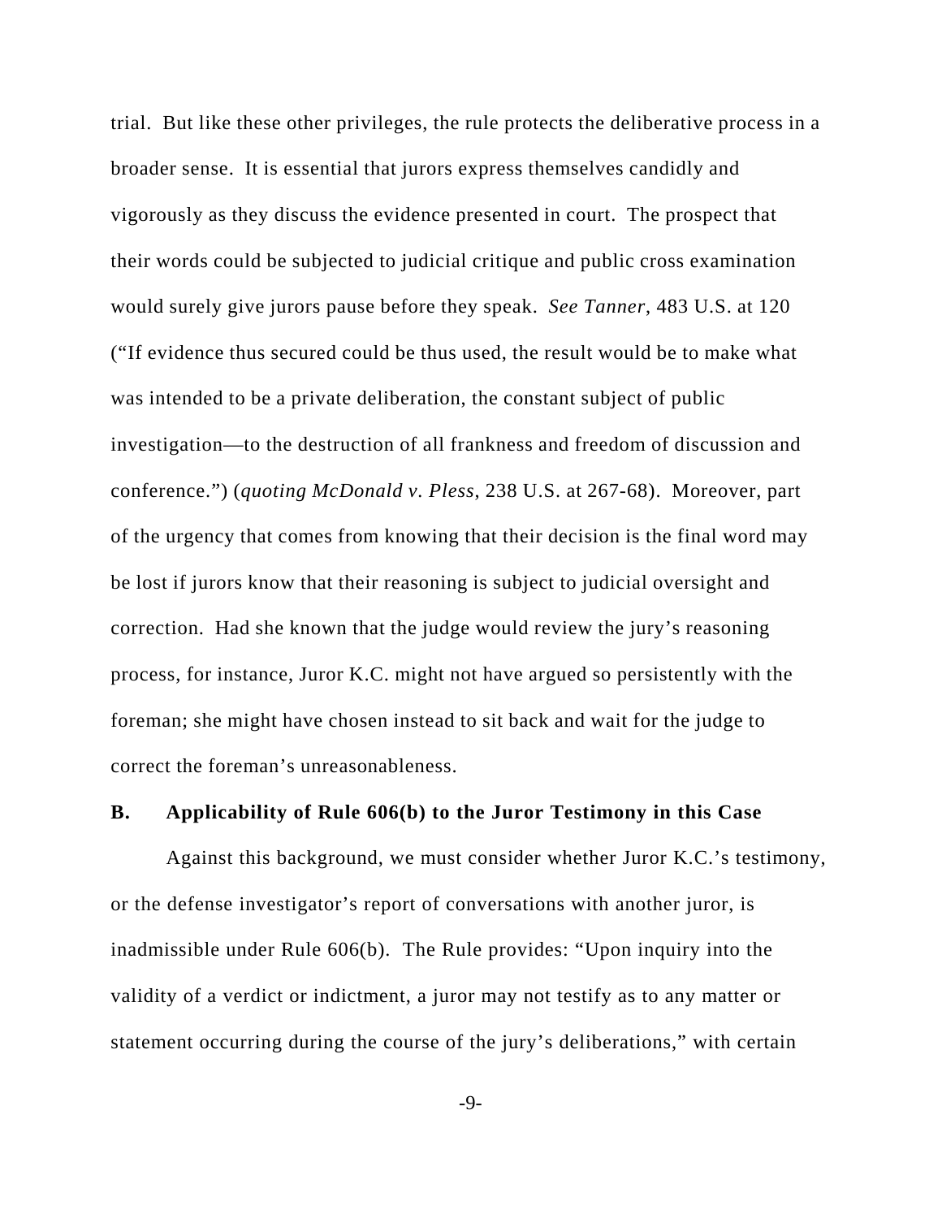trial. But like these other privileges, the rule protects the deliberative process in a broader sense. It is essential that jurors express themselves candidly and vigorously as they discuss the evidence presented in court. The prospect that their words could be subjected to judicial critique and public cross examination would surely give jurors pause before they speak. *See Tanner*, 483 U.S. at 120 ("If evidence thus secured could be thus used, the result would be to make what was intended to be a private deliberation, the constant subject of public investigation—to the destruction of all frankness and freedom of discussion and conference.") (*quoting McDonald v. Pless*, 238 U.S. at 267-68). Moreover, part of the urgency that comes from knowing that their decision is the final word may be lost if jurors know that their reasoning is subject to judicial oversight and correction. Had she known that the judge would review the jury's reasoning process, for instance, Juror K.C. might not have argued so persistently with the foreman; she might have chosen instead to sit back and wait for the judge to correct the foreman's unreasonableness.

### B. Applicability of Rule 606(b) to the Juror Testimony in this Case

Against this background, we must consider whether Juror K.C.'s testimony, or the defense investigator's report of conversations with another juror, is inadmissible under Rule 606(b). The Rule provides: "Upon inquiry into the validity of a verdict or indictment, a juror may not testify as to any matter or statement occurring during the course of the jury's deliberations," with certain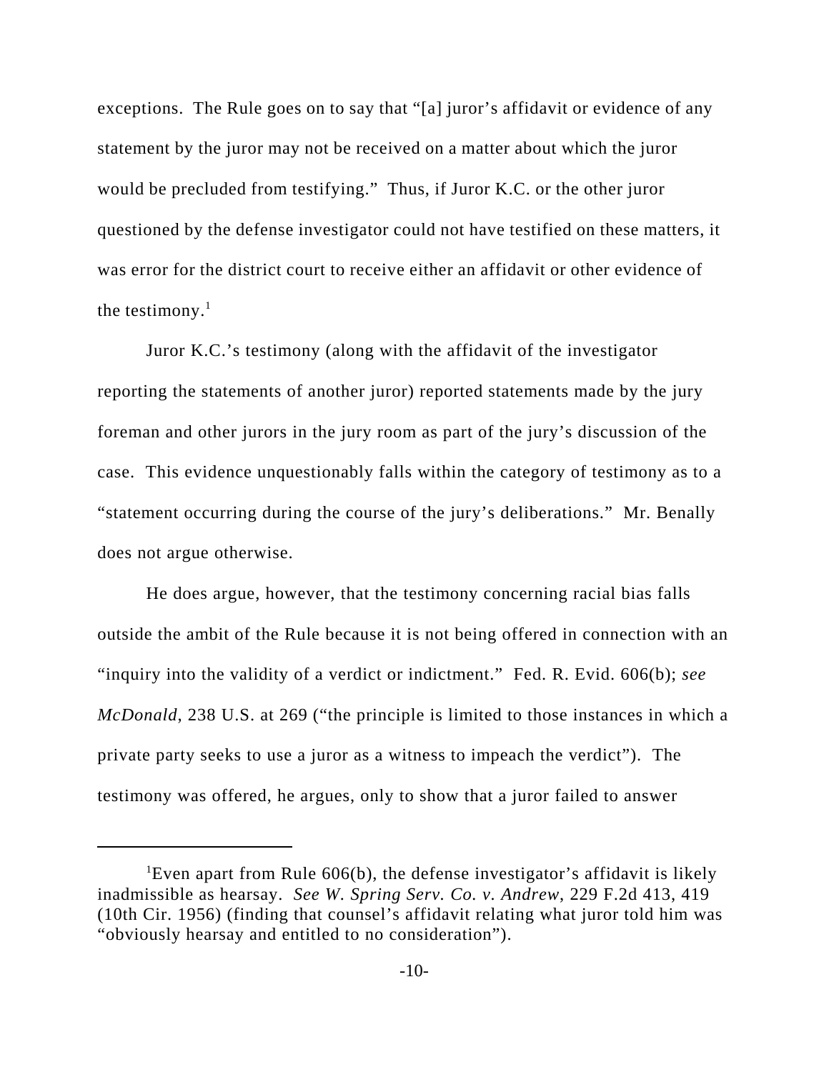exceptions. The Rule goes on to say that "[a] juror's affidavit or evidence of any statement by the juror may not be received on a matter about which the juror would be precluded from testifying." Thus, if Juror K.C. or the other juror questioned by the defense investigator could not have testified on these matters, it was error for the district court to receive either an affidavit or other evidence of the testimony.[1]

Juror K.C.'s testimony (along with the affidavit of the investigator reporting the statements of another juror) reported statements made by the jury foreman and other jurors in the jury room as part of the jury's discussion of the case. This evidence unquestionably falls within the category of testimony as to a "statement occurring during the course of the jury's deliberations." Mr. Benally does not argue otherwise.

He does argue, however, that the testimony concerning racial bias falls outside the ambit of the Rule because it is not being offered in connection with an "inquiry into the validity of a verdict or indictment." Fed. R. Evid. 606(b); *see McDonald*, 238 U.S. at 269 ("the principle is limited to those instances in which a private party seeks to use a juror as a witness to impeach the verdict"). The testimony was offered, he argues, only to show that a juror failed to answer

---

[1] Even apart from Rule 606(b), the defense investigator's affidavit is likely inadmissible as hearsay. *See W. Spring Serv. Co. v. Andrew*, 229 F.2d 413, 419 (10th Cir. 1956) (finding that counsel's affidavit relating what juror told him was "obviously hearsay and entitled to no consideration").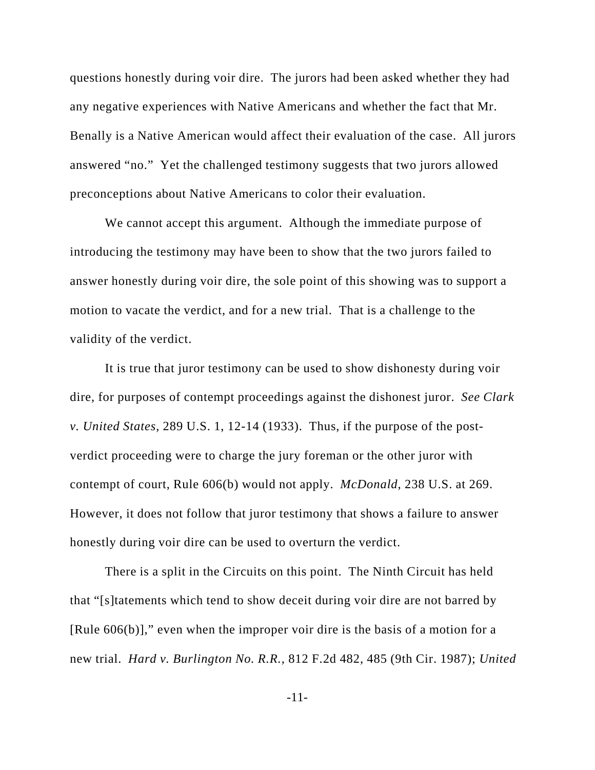questions honestly during voir dire. The jurors had been asked whether they had any negative experiences with Native Americans and whether the fact that Mr. Benally is a Native American would affect their evaluation of the case. All jurors answered "no." Yet the challenged testimony suggests that two jurors allowed preconceptions about Native Americans to color their evaluation.

We cannot accept this argument. Although the immediate purpose of introducing the testimony may have been to show that the two jurors failed to answer honestly during voir dire, the sole point of this showing was to support a motion to vacate the verdict, and for a new trial. That is a challenge to the validity of the verdict.

It is true that juror testimony can be used to show dishonesty during voir dire, for purposes of contempt proceedings against the dishonest juror. *See Clark v. United States*, 289 U.S. 1, 12-14 (1933). Thus, if the purpose of the post-verdict proceeding were to charge the jury foreman or the other juror with contempt of court, Rule 606(b) would not apply. *McDonald*, 238 U.S. at 269. However, it does not follow that juror testimony that shows a failure to answer honestly during voir dire can be used to overturn the verdict.

There is a split in the Circuits on this point. The Ninth Circuit has held that "[s]tatements which tend to show deceit during voir dire are not barred by [Rule 606(b)]," even when the improper voir dire is the basis of a motion for a new trial. *Hard v. Burlington No. R.R.*, 812 F.2d 482, 485 (9th Cir. 1987); *United*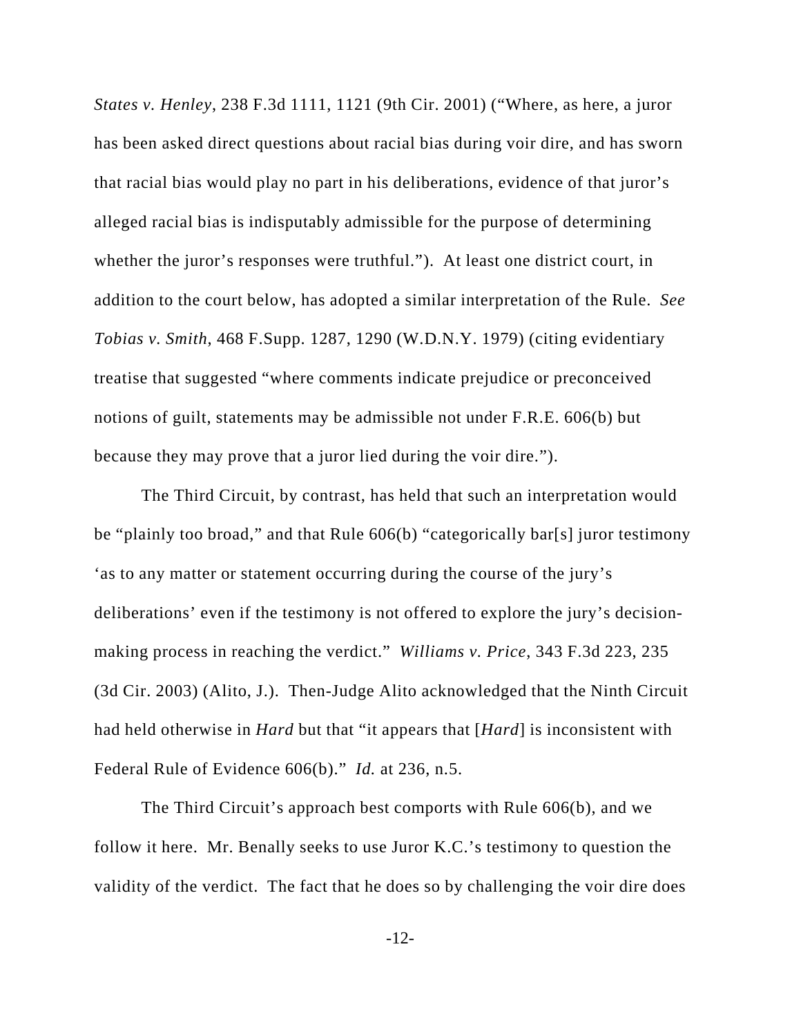*States v. Henley*, 238 F.3d 1111, 1121 (9th Cir. 2001) ("Where, as here, a juror has been asked direct questions about racial bias during voir dire, and has sworn that racial bias would play no part in his deliberations, evidence of that juror's alleged racial bias is indisputably admissible for the purpose of determining whether the juror's responses were truthful."). At least one district court, in addition to the court below, has adopted a similar interpretation of the Rule. *See Tobias v. Smith*, 468 F.Supp. 1287, 1290 (W.D.N.Y. 1979) (citing evidentiary treatise that suggested "where comments indicate prejudice or preconceived notions of guilt, statements may be admissible not under F.R.E. 606(b) but because they may prove that a juror lied during the voir dire.").

The Third Circuit, by contrast, has held that such an interpretation would be "plainly too broad," and that Rule 606(b) "categorically bar[s] juror testimony 'as to any matter or statement occurring during the course of the jury's deliberations' even if the testimony is not offered to explore the jury's decision-making process in reaching the verdict." *Williams v. Price*, 343 F.3d 223, 235 (3d Cir. 2003) (Alito, J.). Then-Judge Alito acknowledged that the Ninth Circuit had held otherwise in *Hard* but that "it appears that [*Hard*] is inconsistent with Federal Rule of Evidence 606(b)." *Id.* at 236, n.5.

The Third Circuit's approach best comports with Rule 606(b), and we follow it here. Mr. Benally seeks to use Juror K.C.'s testimony to question the validity of the verdict. The fact that he does so by challenging the voir dire does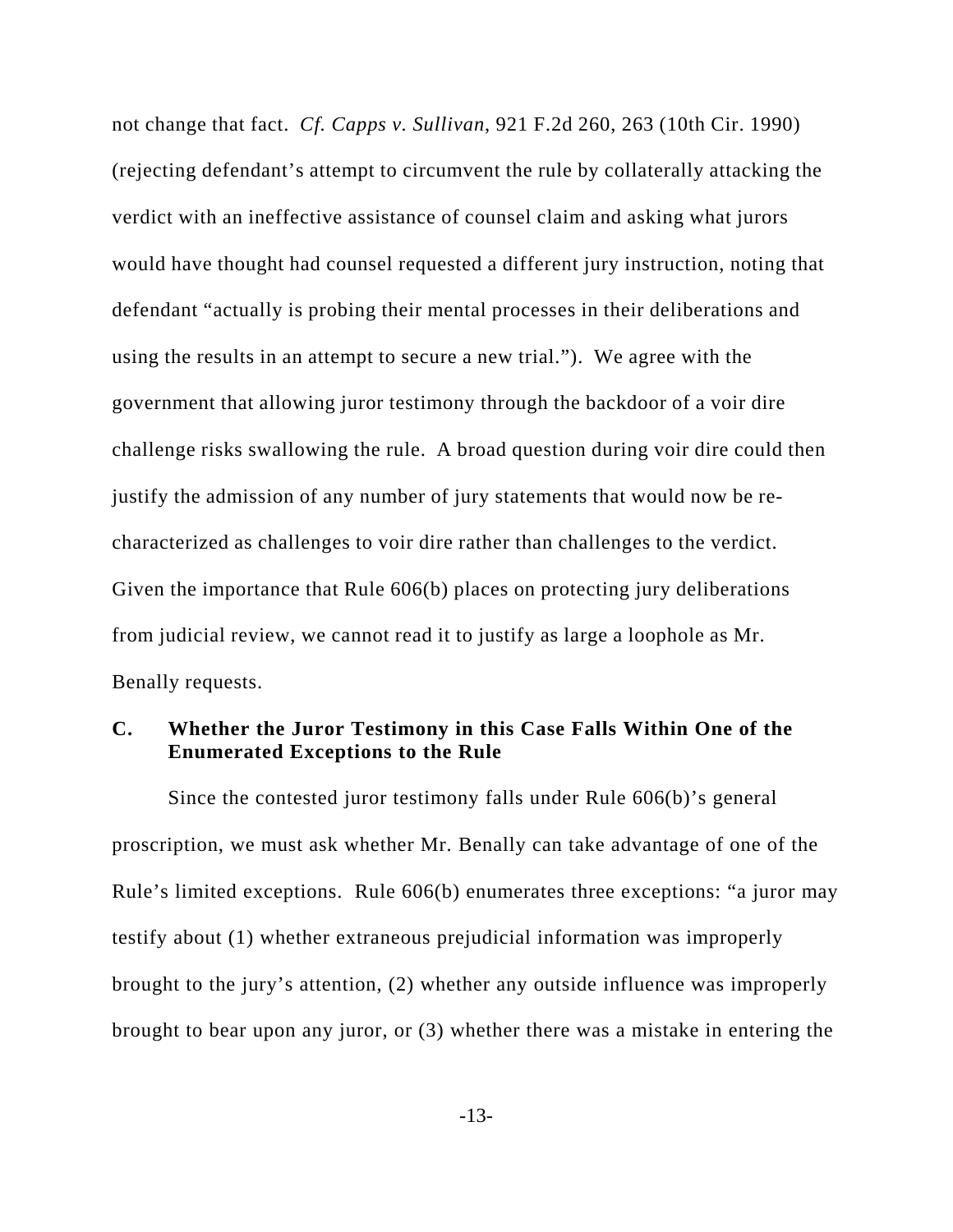not change that fact. *Cf. Capps v. Sullivan*, 921 F.2d 260, 263 (10th Cir. 1990) (rejecting defendant's attempt to circumvent the rule by collaterally attacking the verdict with an ineffective assistance of counsel claim and asking what jurors would have thought had counsel requested a different jury instruction, noting that defendant "actually is probing their mental processes in their deliberations and using the results in an attempt to secure a new trial."). We agree with the government that allowing juror testimony through the backdoor of a voir dire challenge risks swallowing the rule. A broad question during voir dire could then justify the admission of any number of jury statements that would now be re-characterized as challenges to voir dire rather than challenges to the verdict. Given the importance that Rule 606(b) places on protecting jury deliberations from judicial review, we cannot read it to justify as large a loophole as Mr. Benally requests.

### C. Whether the Juror Testimony in this Case Falls Within One of the Enumerated Exceptions to the Rule

Since the contested juror testimony falls under Rule 606(b)'s general proscription, we must ask whether Mr. Benally can take advantage of one of the Rule's limited exceptions. Rule 606(b) enumerates three exceptions: "a juror may testify about (1) whether extraneous prejudicial information was improperly brought to the jury's attention, (2) whether any outside influence was improperly brought to bear upon any juror, or (3) whether there was a mistake in entering the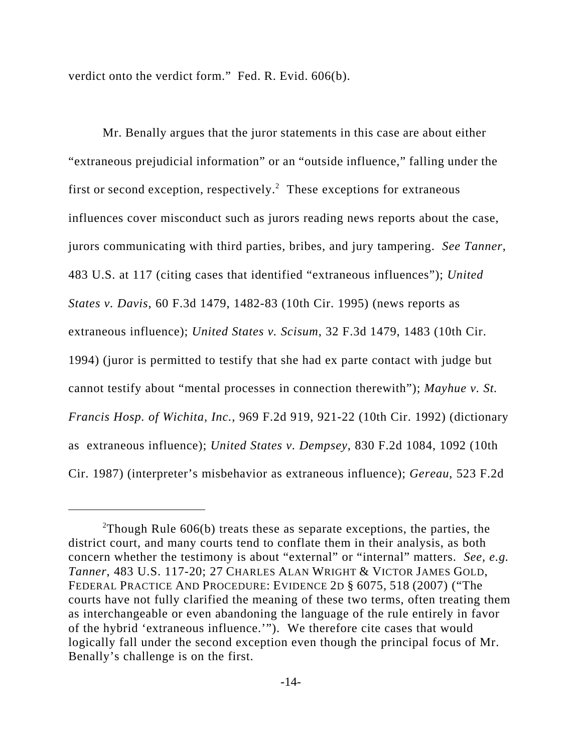verdict onto the verdict form." Fed. R. Evid. 606(b).

Mr. Benally argues that the juror statements in this case are about either "extraneous prejudicial information" or an "outside influence," falling under the first or second exception, respectively.[2] These exceptions for extraneous influences cover misconduct such as jurors reading news reports about the case, jurors communicating with third parties, bribes, and jury tampering. *See Tanner*, 483 U.S. at 117 (citing cases that identified "extraneous influences"); *United States v. Davis*, 60 F.3d 1479, 1482-83 (10th Cir. 1995) (news reports as extraneous influence); *United States v. Scisum*, 32 F.3d 1479, 1483 (10th Cir. 1994) (juror is permitted to testify that she had ex parte contact with judge but cannot testify about "mental processes in connection therewith"); *Mayhue v. St. Francis Hosp. of Wichita, Inc.*, 969 F.2d 919, 921-22 (10th Cir. 1992) (dictionary as extraneous influence); *United States v. Dempsey*, 830 F.2d 1084, 1092 (10th Cir. 1987) (interpreter's misbehavior as extraneous influence); *Gereau*, 523 F.2d

---

[2]Though Rule 606(b) treats these as separate exceptions, the parties, the district court, and many courts tend to conflate them in their analysis, as both concern whether the testimony is about "external" or "internal" matters. *See, e.g. Tanner*, 483 U.S. 117-20; 27 CHARLES ALAN WRIGHT & VICTOR JAMES GOLD, FEDERAL PRACTICE AND PROCEDURE: EVIDENCE 2D § 6075, 518 (2007) ("The courts have not fully clarified the meaning of these two terms, often treating them as interchangeable or even abandoning the language of the rule entirely in favor of the hybrid 'extraneous influence.'"). We therefore cite cases that would logically fall under the second exception even though the principal focus of Mr. Benally's challenge is on the first.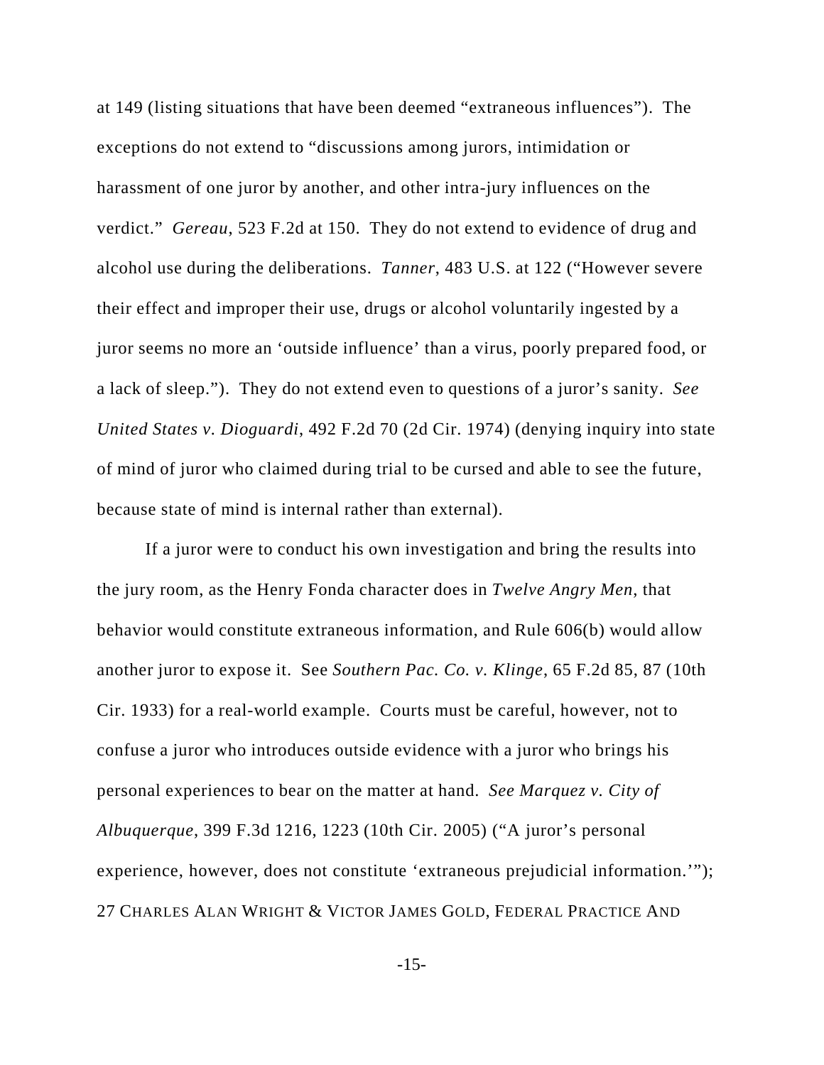at 149 (listing situations that have been deemed "extraneous influences"). The exceptions do not extend to "discussions among jurors, intimidation or harassment of one juror by another, and other intra-jury influences on the verdict." *Gereau*, 523 F.2d at 150. They do not extend to evidence of drug and alcohol use during the deliberations. *Tanner*, 483 U.S. at 122 ("However severe their effect and improper their use, drugs or alcohol voluntarily ingested by a juror seems no more an 'outside influence' than a virus, poorly prepared food, or a lack of sleep."). They do not extend even to questions of a juror's sanity. *See United States v. Dioguardi*, 492 F.2d 70 (2d Cir. 1974) (denying inquiry into state of mind of juror who claimed during trial to be cursed and able to see the future, because state of mind is internal rather than external).

If a juror were to conduct his own investigation and bring the results into the jury room, as the Henry Fonda character does in *Twelve Angry Men*, that behavior would constitute extraneous information, and Rule 606(b) would allow another juror to expose it. See *Southern Pac. Co. v. Klinge*, 65 F.2d 85, 87 (10th Cir. 1933) for a real-world example. Courts must be careful, however, not to confuse a juror who introduces outside evidence with a juror who brings his personal experiences to bear on the matter at hand. *See Marquez v. City of Albuquerque*, 399 F.3d 1216, 1223 (10th Cir. 2005) ("A juror's personal experience, however, does not constitute 'extraneous prejudicial information.'"); 27 CHARLES ALAN WRIGHT & VICTOR JAMES GOLD, FEDERAL PRACTICE AND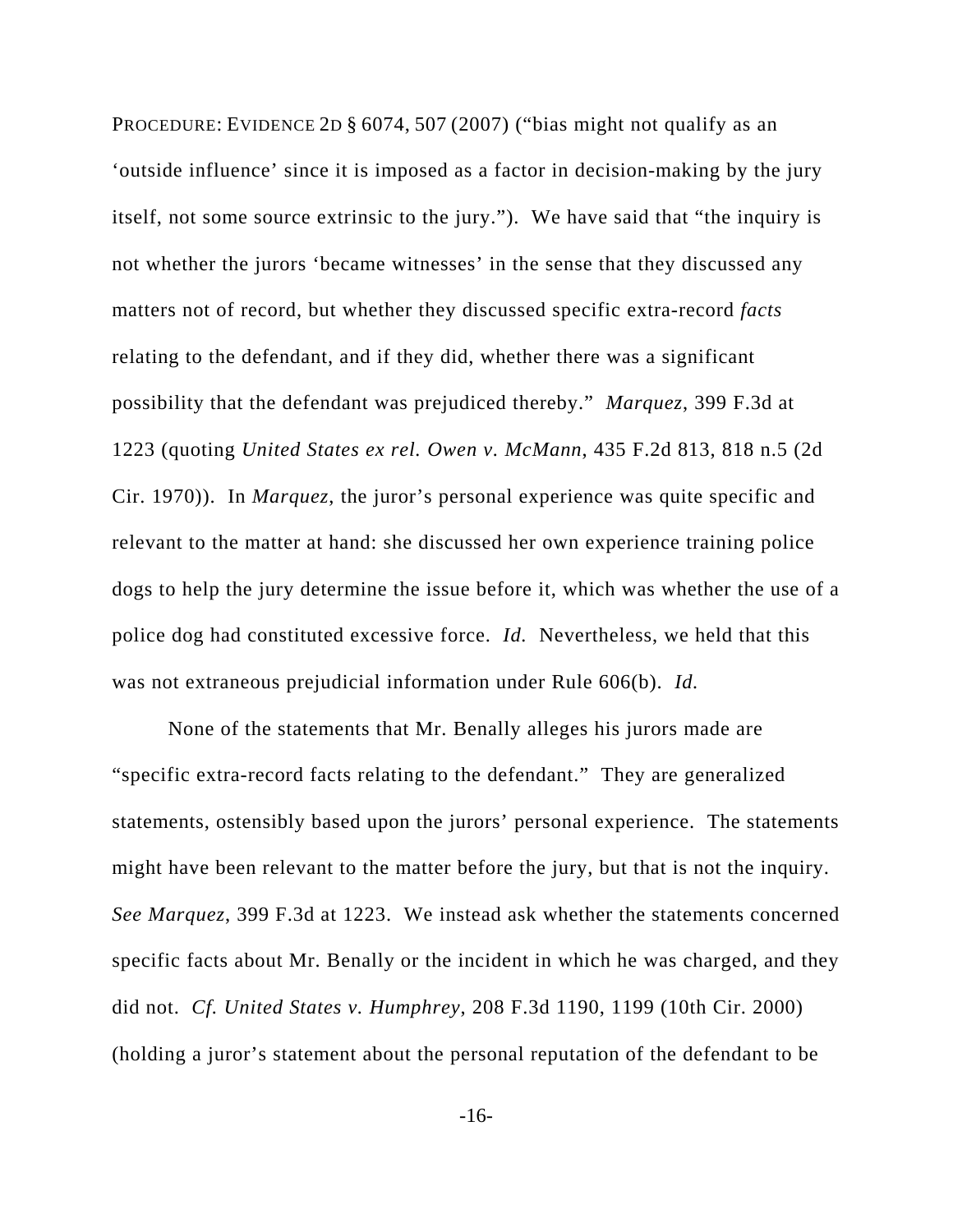PROCEDURE: EVIDENCE 2D § 6074, 507 (2007) ("bias might not qualify as an 'outside influence' since it is imposed as a factor in decision-making by the jury itself, not some source extrinsic to the jury."). We have said that "the inquiry is not whether the jurors 'became witnesses' in the sense that they discussed any matters not of record, but whether they discussed specific extra-record *facts* relating to the defendant, and if they did, whether there was a significant possibility that the defendant was prejudiced thereby." *Marquez*, 399 F.3d at 1223 (quoting *United States ex rel. Owen v. McMann*, 435 F.2d 813, 818 n.5 (2d Cir. 1970)). In *Marquez*, the juror's personal experience was quite specific and relevant to the matter at hand: she discussed her own experience training police dogs to help the jury determine the issue before it, which was whether the use of a police dog had constituted excessive force. *Id.* Nevertheless, we held that this was not extraneous prejudicial information under Rule 606(b). *Id.*

None of the statements that Mr. Benally alleges his jurors made are "specific extra-record facts relating to the defendant." They are generalized statements, ostensibly based upon the jurors' personal experience. The statements might have been relevant to the matter before the jury, but that is not the inquiry. *See Marquez*, 399 F.3d at 1223. We instead ask whether the statements concerned specific facts about Mr. Benally or the incident in which he was charged, and they did not. *Cf. United States v. Humphrey*, 208 F.3d 1190, 1199 (10th Cir. 2000) (holding a juror's statement about the personal reputation of the defendant to be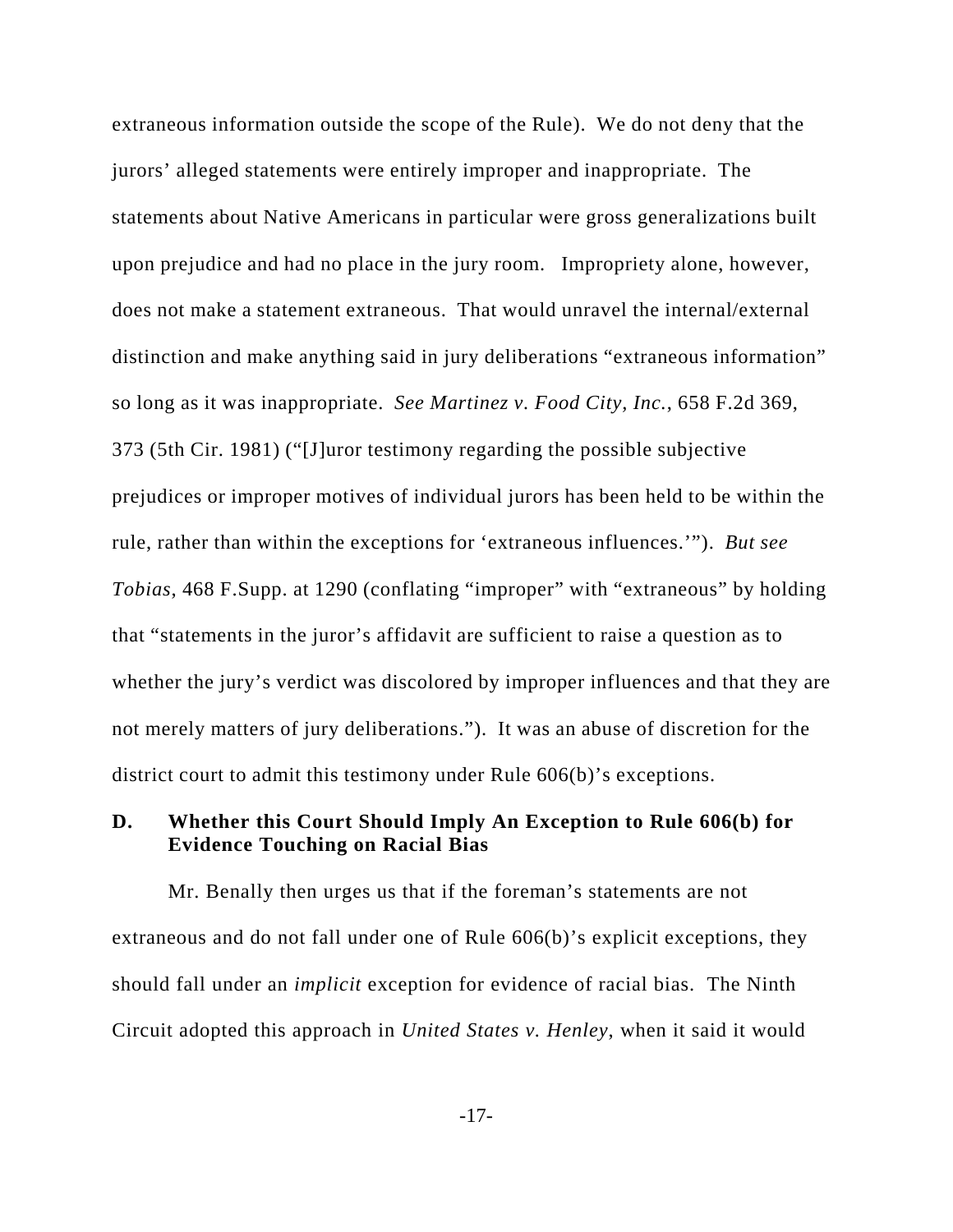extraneous information outside the scope of the Rule). We do not deny that the jurors' alleged statements were entirely improper and inappropriate. The statements about Native Americans in particular were gross generalizations built upon prejudice and had no place in the jury room. Impropriety alone, however, does not make a statement extraneous. That would unravel the internal/external distinction and make anything said in jury deliberations "extraneous information" so long as it was inappropriate. *See Martinez v. Food City, Inc.*, 658 F.2d 369, 373 (5th Cir. 1981) ("[J]uror testimony regarding the possible subjective prejudices or improper motives of individual jurors has been held to be within the rule, rather than within the exceptions for 'extraneous influences.'"). *But see Tobias*, 468 F.Supp. at 1290 (conflating "improper" with "extraneous" by holding that "statements in the juror's affidavit are sufficient to raise a question as to whether the jury's verdict was discolored by improper influences and that they are not merely matters of jury deliberations."). It was an abuse of discretion for the district court to admit this testimony under Rule 606(b)'s exceptions.

### D. Whether this Court Should Imply An Exception to Rule 606(b) for Evidence Touching on Racial Bias

Mr. Benally then urges us that if the foreman's statements are not extraneous and do not fall under one of Rule 606(b)'s explicit exceptions, they should fall under an *implicit* exception for evidence of racial bias. The Ninth Circuit adopted this approach in *United States v. Henley*, when it said it would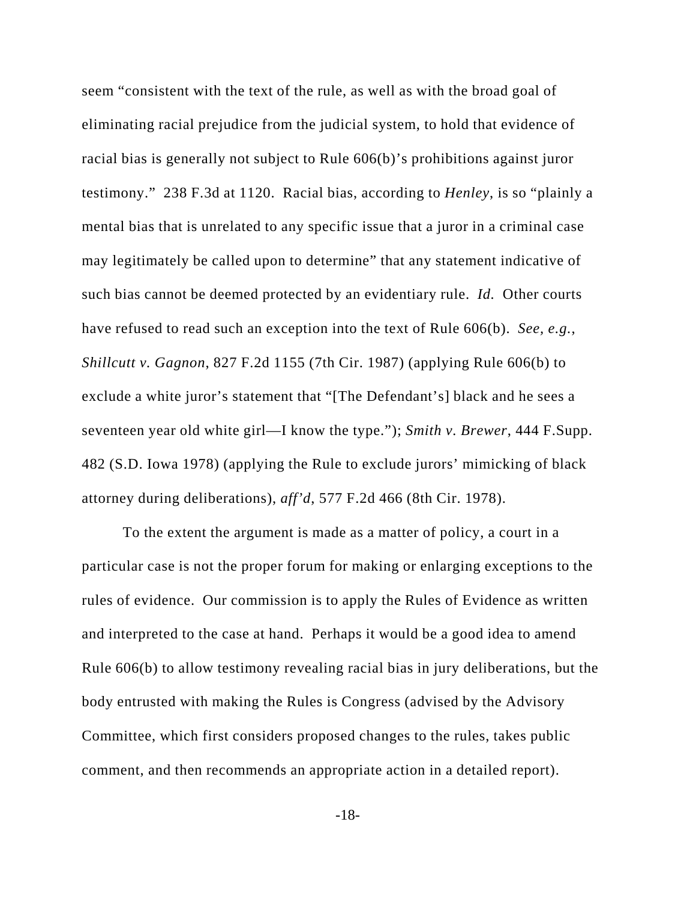seem "consistent with the text of the rule, as well as with the broad goal of eliminating racial prejudice from the judicial system, to hold that evidence of racial bias is generally not subject to Rule 606(b)'s prohibitions against juror testimony." 238 F.3d at 1120. Racial bias, according to *Henley*, is so "plainly a mental bias that is unrelated to any specific issue that a juror in a criminal case may legitimately be called upon to determine" that any statement indicative of such bias cannot be deemed protected by an evidentiary rule. *Id.* Other courts have refused to read such an exception into the text of Rule 606(b). *See, e.g.*, *Shillcutt v. Gagnon*, 827 F.2d 1155 (7th Cir. 1987) (applying Rule 606(b) to exclude a white juror's statement that "[The Defendant's] black and he sees a seventeen year old white girl—I know the type."); *Smith v. Brewer*, 444 F.Supp. 482 (S.D. Iowa 1978) (applying the Rule to exclude jurors' mimicking of black attorney during deliberations), *aff'd*, 577 F.2d 466 (8th Cir. 1978).

To the extent the argument is made as a matter of policy, a court in a particular case is not the proper forum for making or enlarging exceptions to the rules of evidence. Our commission is to apply the Rules of Evidence as written and interpreted to the case at hand. Perhaps it would be a good idea to amend Rule 606(b) to allow testimony revealing racial bias in jury deliberations, but the body entrusted with making the Rules is Congress (advised by the Advisory Committee, which first considers proposed changes to the rules, takes public comment, and then recommends an appropriate action in a detailed report).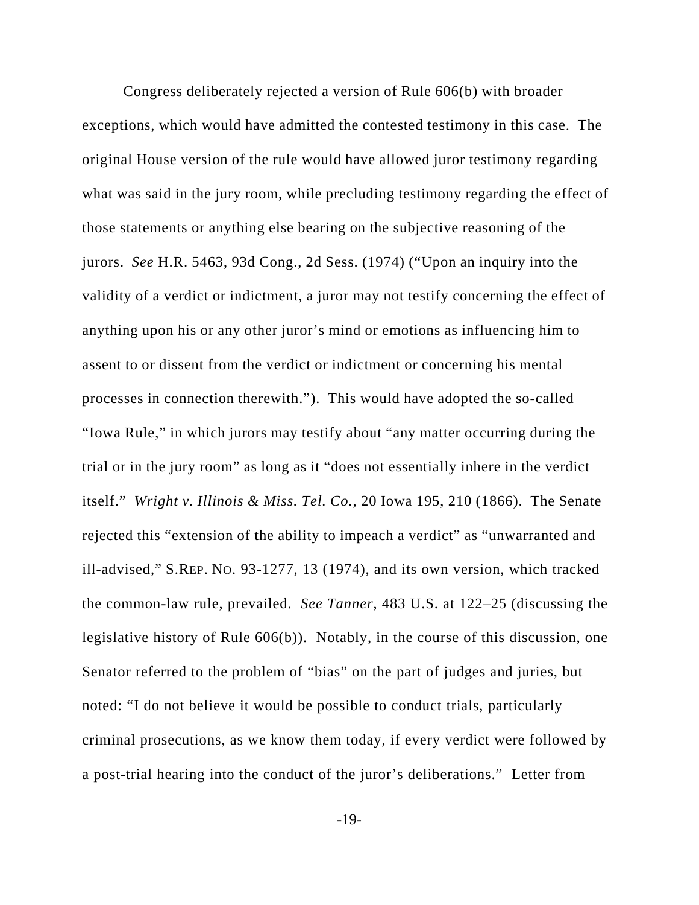Congress deliberately rejected a version of Rule 606(b) with broader exceptions, which would have admitted the contested testimony in this case. The original House version of the rule would have allowed juror testimony regarding what was said in the jury room, while precluding testimony regarding the effect of those statements or anything else bearing on the subjective reasoning of the jurors. *See* H.R. 5463, 93d Cong., 2d Sess. (1974) ("Upon an inquiry into the validity of a verdict or indictment, a juror may not testify concerning the effect of anything upon his or any other juror's mind or emotions as influencing him to assent to or dissent from the verdict or indictment or concerning his mental processes in connection therewith."). This would have adopted the so-called "Iowa Rule," in which jurors may testify about "any matter occurring during the trial or in the jury room" as long as it "does not essentially inhere in the verdict itself." *Wright v. Illinois & Miss. Tel. Co.*, 20 Iowa 195, 210 (1866). The Senate rejected this "extension of the ability to impeach a verdict" as "unwarranted and ill-advised," S.REP. NO. 93-1277, 13 (1974), and its own version, which tracked the common-law rule, prevailed. *See Tanner*, 483 U.S. at 122–25 (discussing the legislative history of Rule 606(b)). Notably, in the course of this discussion, one Senator referred to the problem of "bias" on the part of judges and juries, but noted: "I do not believe it would be possible to conduct trials, particularly criminal prosecutions, as we know them today, if every verdict were followed by a post-trial hearing into the conduct of the juror's deliberations." Letter from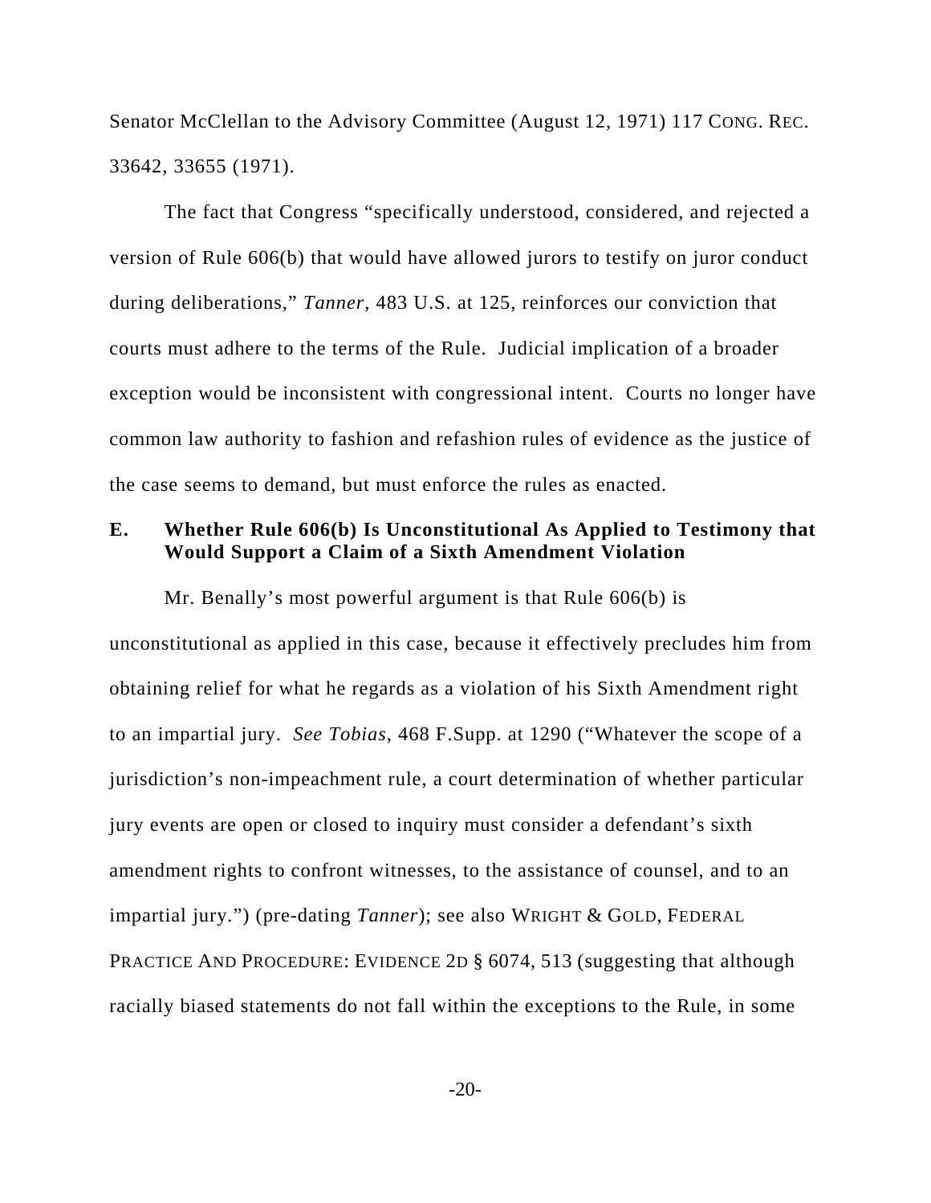Senator McClellan to the Advisory Committee (August 12, 1971) 117 CONG. REC. 33642, 33655 (1971).

The fact that Congress "specifically understood, considered, and rejected a version of Rule 606(b) that would have allowed jurors to testify on juror conduct during deliberations," *Tanner*, 483 U.S. at 125, reinforces our conviction that courts must adhere to the terms of the Rule. Judicial implication of a broader exception would be inconsistent with congressional intent. Courts no longer have common law authority to fashion and refashion rules of evidence as the justice of the case seems to demand, but must enforce the rules as enacted.

### E. Whether Rule 606(b) Is Unconstitutional As Applied to Testimony that Would Support a Claim of a Sixth Amendment Violation

Mr. Benally's most powerful argument is that Rule 606(b) is unconstitutional as applied in this case, because it effectively precludes him from obtaining relief for what he regards as a violation of his Sixth Amendment right to an impartial jury. *See Tobias*, 468 F.Supp. at 1290 ("Whatever the scope of a jurisdiction's non-impeachment rule, a court determination of whether particular jury events are open or closed to inquiry must consider a defendant's sixth amendment rights to confront witnesses, to the assistance of counsel, and to an impartial jury.") (pre-dating *Tanner*); see also WRIGHT & GOLD, FEDERAL PRACTICE AND PROCEDURE: EVIDENCE 2D § 6074, 513 (suggesting that although racially biased statements do not fall within the exceptions to the Rule, in some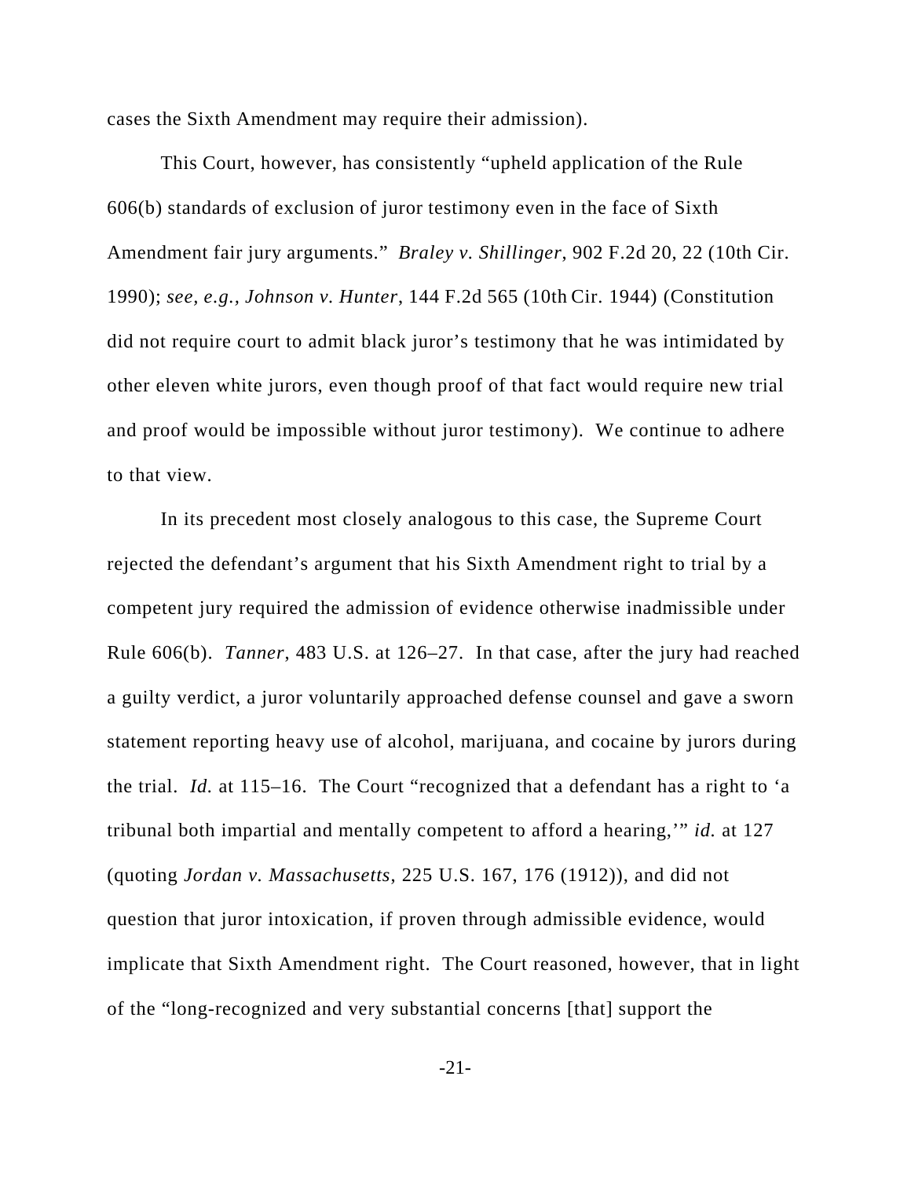cases the Sixth Amendment may require their admission).

This Court, however, has consistently "upheld application of the Rule 606(b) standards of exclusion of juror testimony even in the face of Sixth Amendment fair jury arguments." *Braley v. Shillinger*, 902 F.2d 20, 22 (10th Cir. 1990); *see, e.g.*, *Johnson v. Hunter*, 144 F.2d 565 (10th Cir. 1944) (Constitution did not require court to admit black juror's testimony that he was intimidated by other eleven white jurors, even though proof of that fact would require new trial and proof would be impossible without juror testimony). We continue to adhere to that view.

In its precedent most closely analogous to this case, the Supreme Court rejected the defendant's argument that his Sixth Amendment right to trial by a competent jury required the admission of evidence otherwise inadmissible under Rule 606(b). *Tanner*, 483 U.S. at 126–27. In that case, after the jury had reached a guilty verdict, a juror voluntarily approached defense counsel and gave a sworn statement reporting heavy use of alcohol, marijuana, and cocaine by jurors during the trial. *Id.* at 115–16. The Court "recognized that a defendant has a right to 'a tribunal both impartial and mentally competent to afford a hearing,'" *id.* at 127 (quoting *Jordan v. Massachusetts*, 225 U.S. 167, 176 (1912)), and did not question that juror intoxication, if proven through admissible evidence, would implicate that Sixth Amendment right. The Court reasoned, however, that in light of the "long-recognized and very substantial concerns [that] support the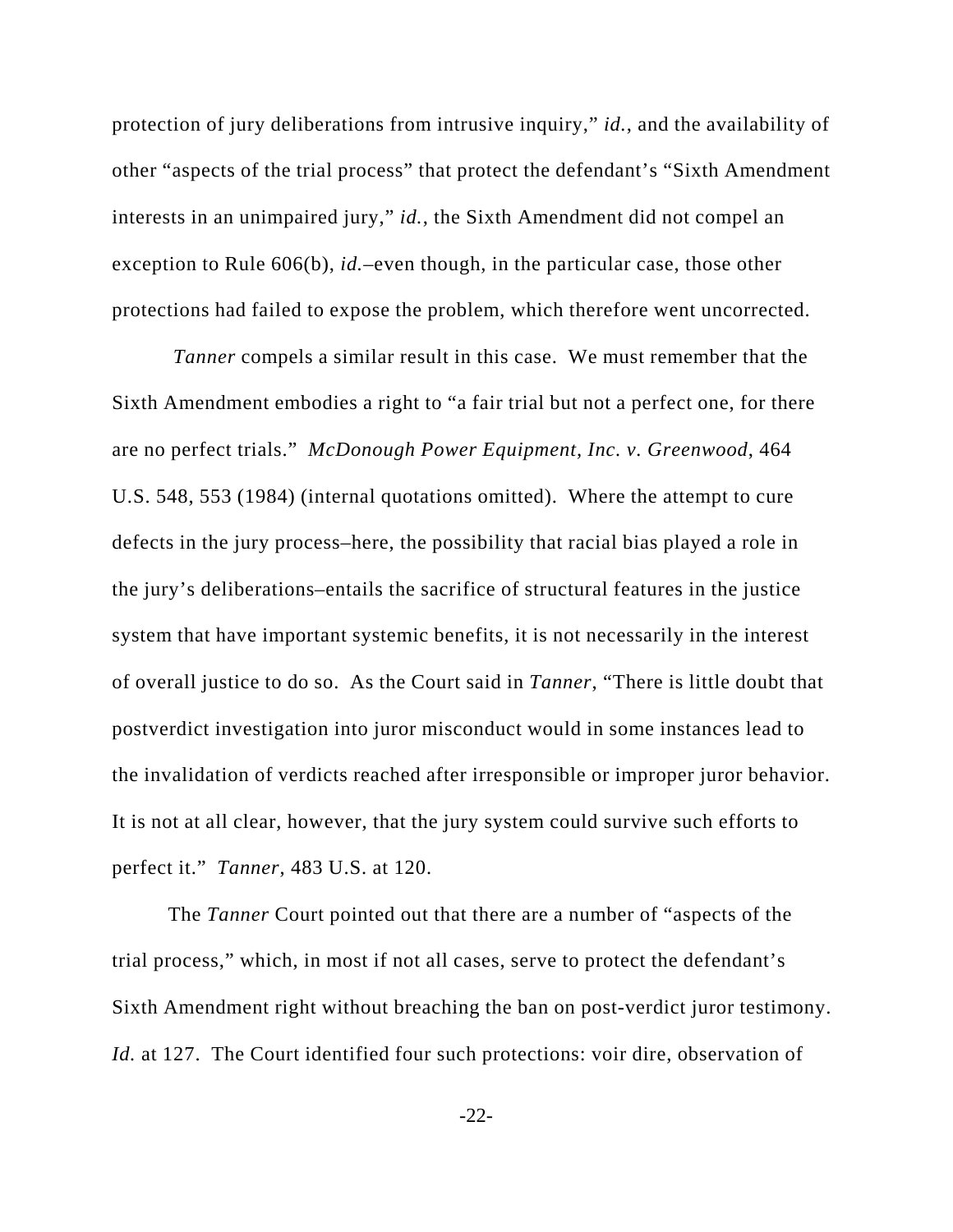protection of jury deliberations from intrusive inquiry," *id.*, and the availability of other "aspects of the trial process" that protect the defendant's "Sixth Amendment interests in an unimpaired jury," *id.*, the Sixth Amendment did not compel an exception to Rule 606(b), *id.*–even though, in the particular case, those other protections had failed to expose the problem, which therefore went uncorrected.

*Tanner* compels a similar result in this case. We must remember that the Sixth Amendment embodies a right to "a fair trial but not a perfect one, for there are no perfect trials." *McDonough Power Equipment, Inc. v. Greenwood*, 464 U.S. 548, 553 (1984) (internal quotations omitted). Where the attempt to cure defects in the jury process–here, the possibility that racial bias played a role in the jury's deliberations–entails the sacrifice of structural features in the justice system that have important systemic benefits, it is not necessarily in the interest of overall justice to do so. As the Court said in *Tanner*, "There is little doubt that postverdict investigation into juror misconduct would in some instances lead to the invalidation of verdicts reached after irresponsible or improper juror behavior. It is not at all clear, however, that the jury system could survive such efforts to perfect it." *Tanner*, 483 U.S. at 120.

The *Tanner* Court pointed out that there are a number of "aspects of the trial process," which, in most if not all cases, serve to protect the defendant's Sixth Amendment right without breaching the ban on post-verdict juror testimony. *Id.* at 127. The Court identified four such protections: voir dire, observation of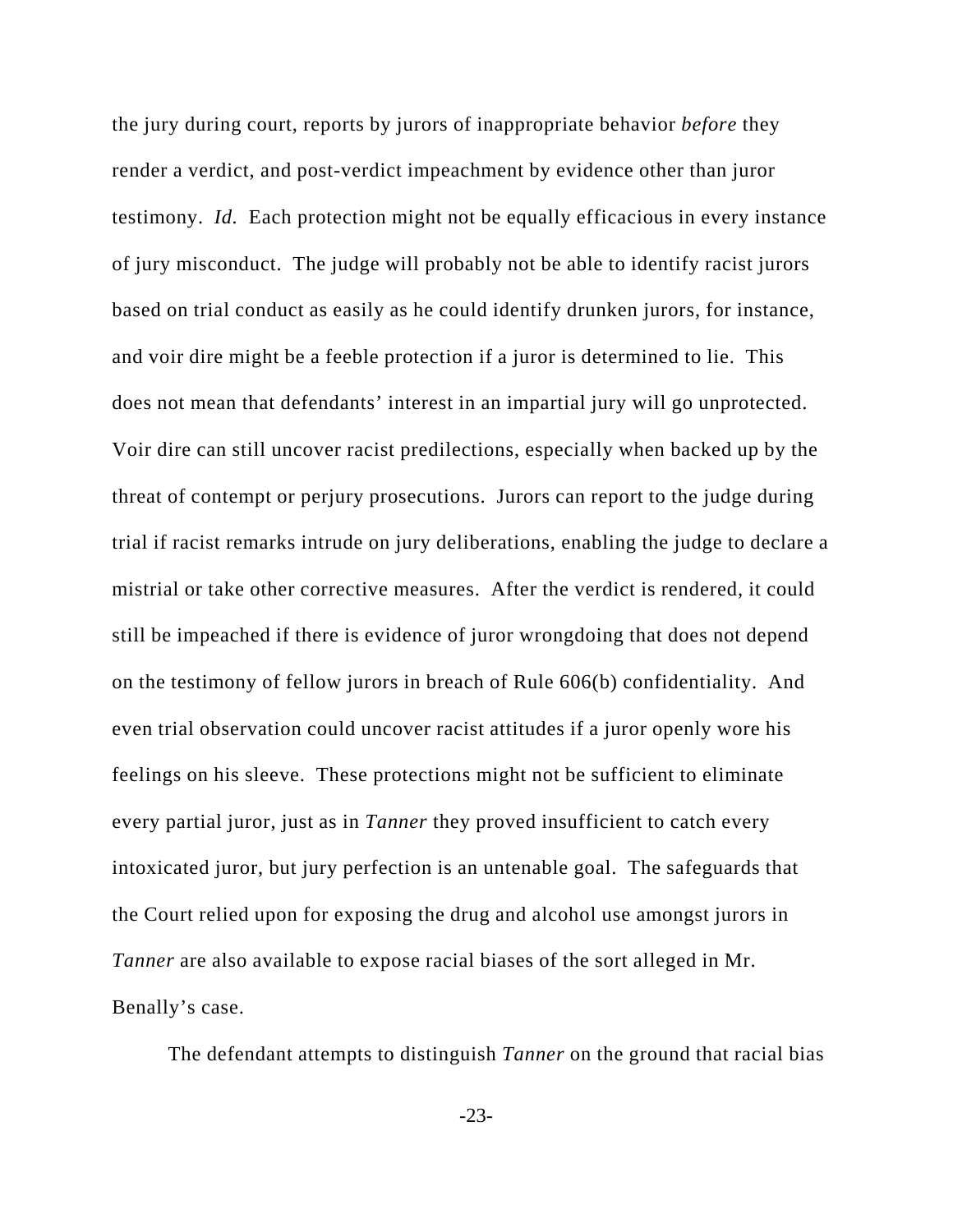the jury during court, reports by jurors of inappropriate behavior *before* they render a verdict, and post-verdict impeachment by evidence other than juror testimony. *Id.* Each protection might not be equally efficacious in every instance of jury misconduct. The judge will probably not be able to identify racist jurors based on trial conduct as easily as he could identify drunken jurors, for instance, and voir dire might be a feeble protection if a juror is determined to lie. This does not mean that defendants' interest in an impartial jury will go unprotected. Voir dire can still uncover racist predilections, especially when backed up by the threat of contempt or perjury prosecutions. Jurors can report to the judge during trial if racist remarks intrude on jury deliberations, enabling the judge to declare a mistrial or take other corrective measures. After the verdict is rendered, it could still be impeached if there is evidence of juror wrongdoing that does not depend on the testimony of fellow jurors in breach of Rule 606(b) confidentiality. And even trial observation could uncover racist attitudes if a juror openly wore his feelings on his sleeve. These protections might not be sufficient to eliminate every partial juror, just as in *Tanner* they proved insufficient to catch every intoxicated juror, but jury perfection is an untenable goal. The safeguards that the Court relied upon for exposing the drug and alcohol use amongst jurors in *Tanner* are also available to expose racial biases of the sort alleged in Mr. Benally's case.

The defendant attempts to distinguish *Tanner* on the ground that racial bias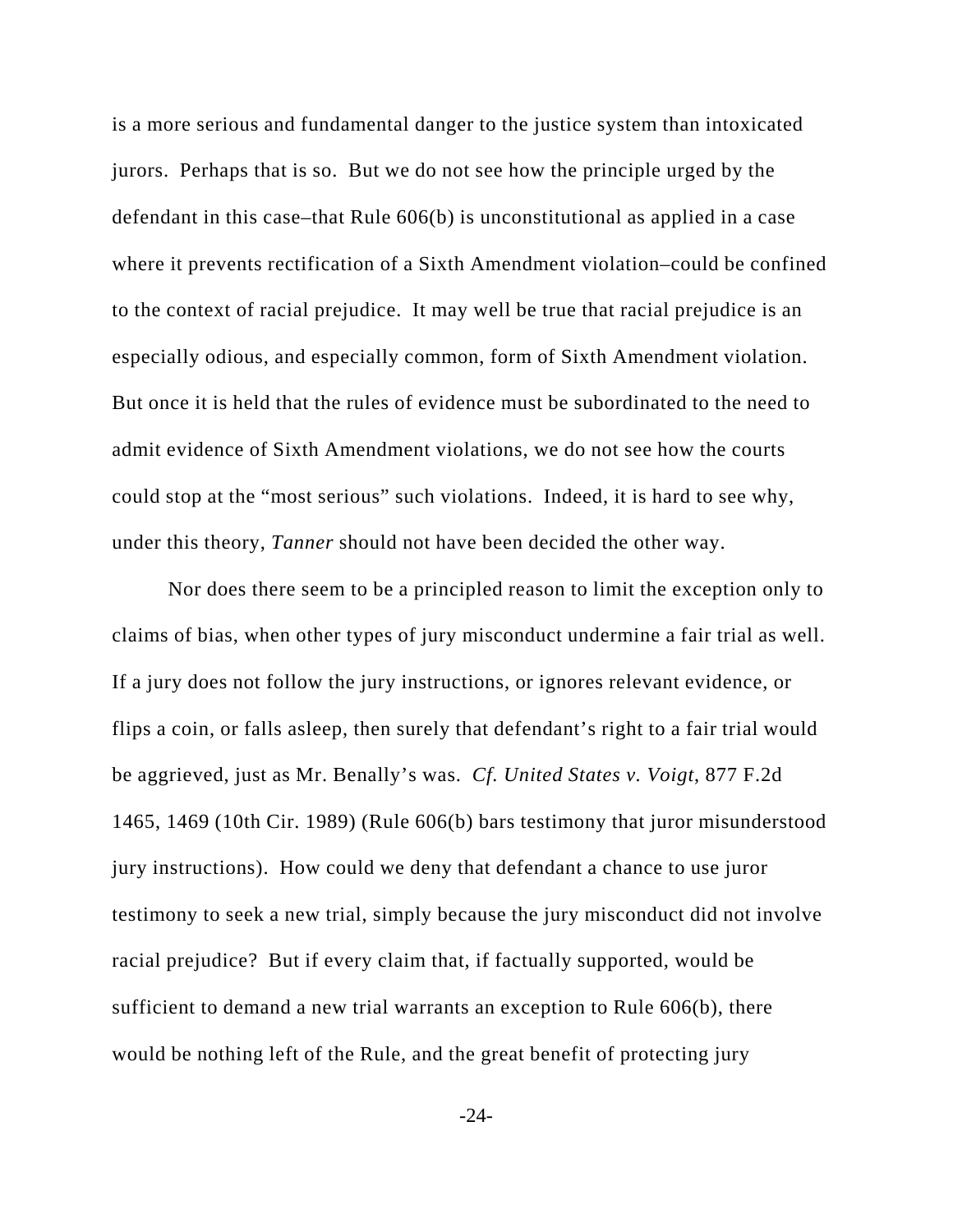is a more serious and fundamental danger to the justice system than intoxicated jurors. Perhaps that is so. But we do not see how the principle urged by the defendant in this case–that Rule 606(b) is unconstitutional as applied in a case where it prevents rectification of a Sixth Amendment violation–could be confined to the context of racial prejudice. It may well be true that racial prejudice is an especially odious, and especially common, form of Sixth Amendment violation. But once it is held that the rules of evidence must be subordinated to the need to admit evidence of Sixth Amendment violations, we do not see how the courts could stop at the "most serious" such violations. Indeed, it is hard to see why, under this theory, *Tanner* should not have been decided the other way.

Nor does there seem to be a principled reason to limit the exception only to claims of bias, when other types of jury misconduct undermine a fair trial as well. If a jury does not follow the jury instructions, or ignores relevant evidence, or flips a coin, or falls asleep, then surely that defendant's right to a fair trial would be aggrieved, just as Mr. Benally's was. *Cf. United States v. Voigt*, 877 F.2d 1465, 1469 (10th Cir. 1989) (Rule 606(b) bars testimony that juror misunderstood jury instructions). How could we deny that defendant a chance to use juror testimony to seek a new trial, simply because the jury misconduct did not involve racial prejudice? But if every claim that, if factually supported, would be sufficient to demand a new trial warrants an exception to Rule 606(b), there would be nothing left of the Rule, and the great benefit of protecting jury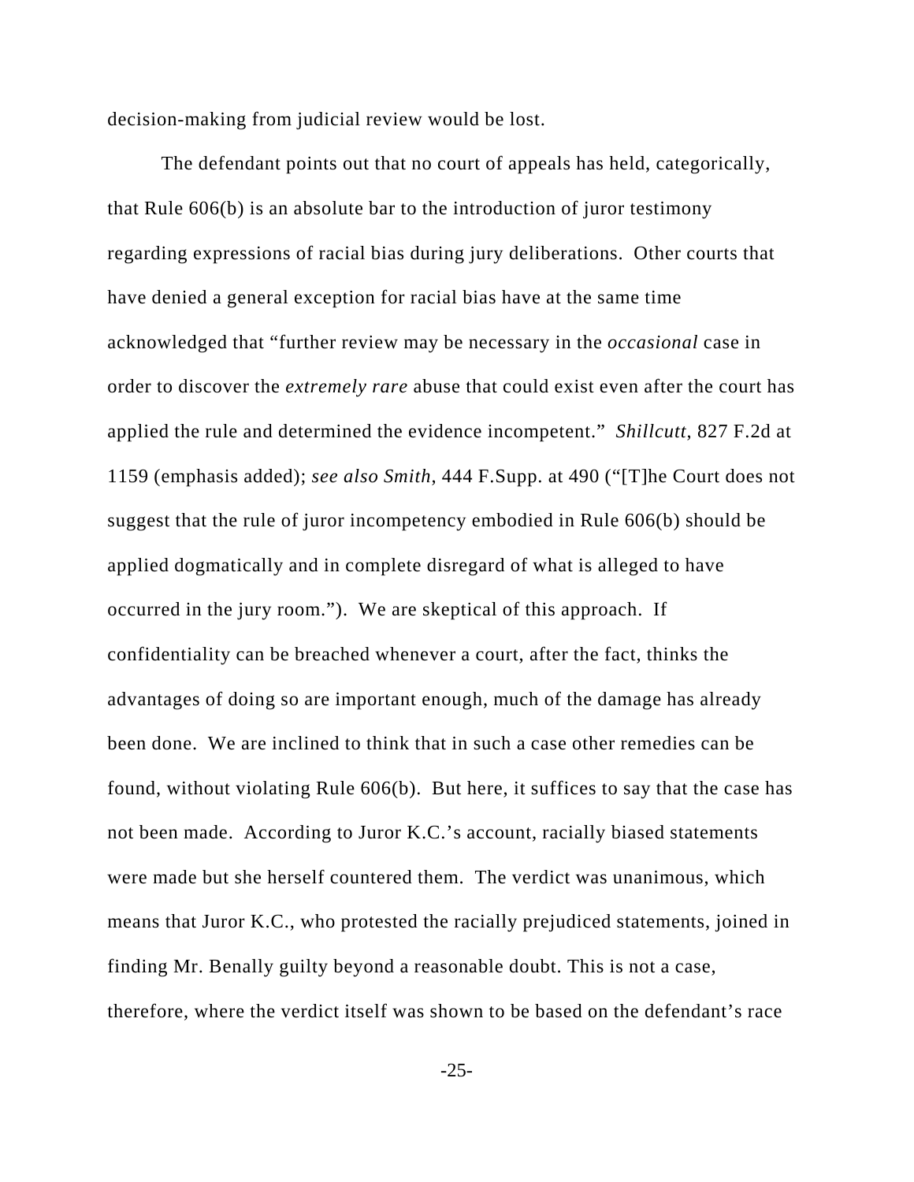decision-making from judicial review would be lost.

The defendant points out that no court of appeals has held, categorically, that Rule 606(b) is an absolute bar to the introduction of juror testimony regarding expressions of racial bias during jury deliberations. Other courts that have denied a general exception for racial bias have at the same time acknowledged that "further review may be necessary in the *occasional* case in order to discover the *extremely rare* abuse that could exist even after the court has applied the rule and determined the evidence incompetent." *Shillcutt*, 827 F.2d at 1159 (emphasis added); *see also Smith*, 444 F.Supp. at 490 ("[T]he Court does not suggest that the rule of juror incompetency embodied in Rule 606(b) should be applied dogmatically and in complete disregard of what is alleged to have occurred in the jury room."). We are skeptical of this approach. If confidentiality can be breached whenever a court, after the fact, thinks the advantages of doing so are important enough, much of the damage has already been done. We are inclined to think that in such a case other remedies can be found, without violating Rule 606(b). But here, it suffices to say that the case has not been made. According to Juror K.C.'s account, racially biased statements were made but she herself countered them. The verdict was unanimous, which means that Juror K.C., who protested the racially prejudiced statements, joined in finding Mr. Benally guilty beyond a reasonable doubt. This is not a case, therefore, where the verdict itself was shown to be based on the defendant's race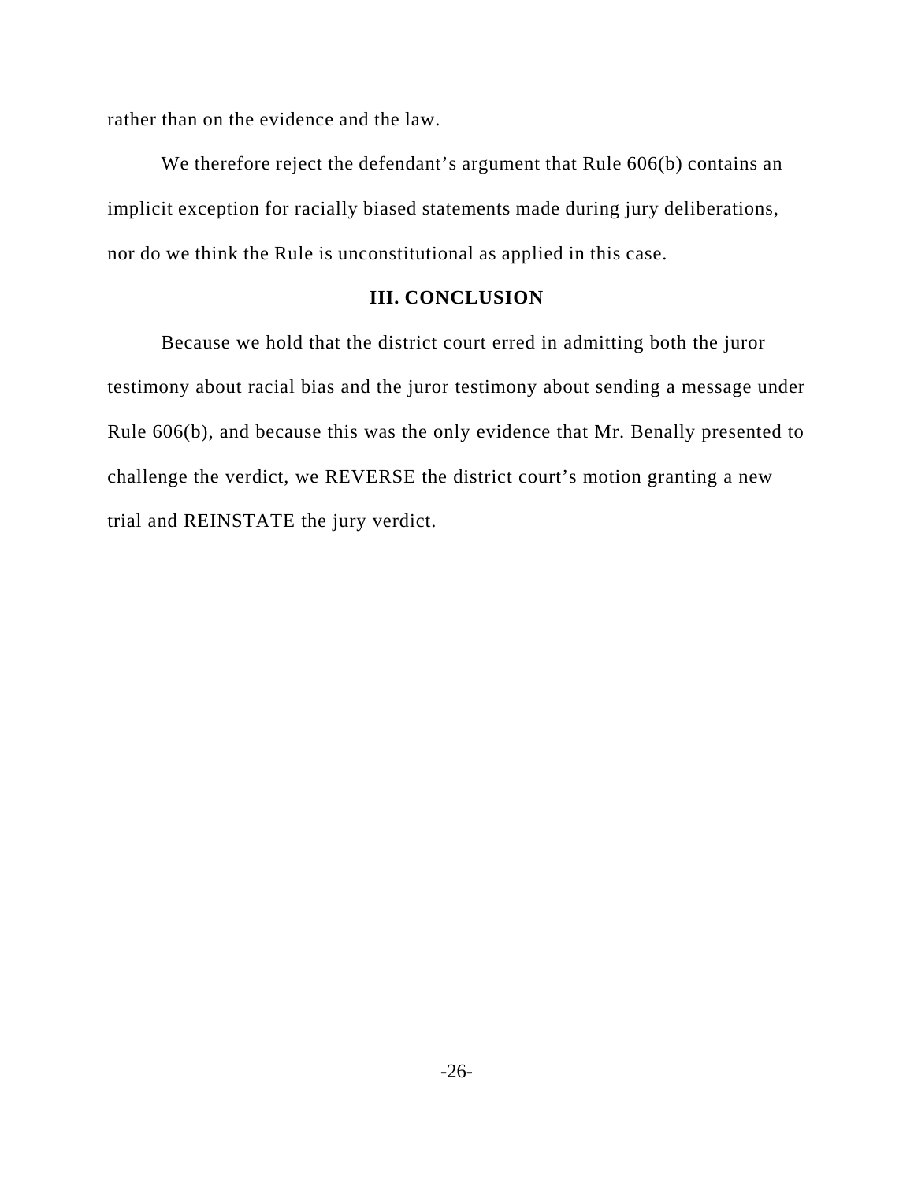rather than on the evidence and the law.

We therefore reject the defendant's argument that Rule 606(b) contains an implicit exception for racially biased statements made during jury deliberations, nor do we think the Rule is unconstitutional as applied in this case.

## III. CONCLUSION

Because we hold that the district court erred in admitting both the juror testimony about racial bias and the juror testimony about sending a message under Rule 606(b), and because this was the only evidence that Mr. Benally presented to challenge the verdict, we REVERSE the district court's motion granting a new trial and REINSTATE the jury verdict.